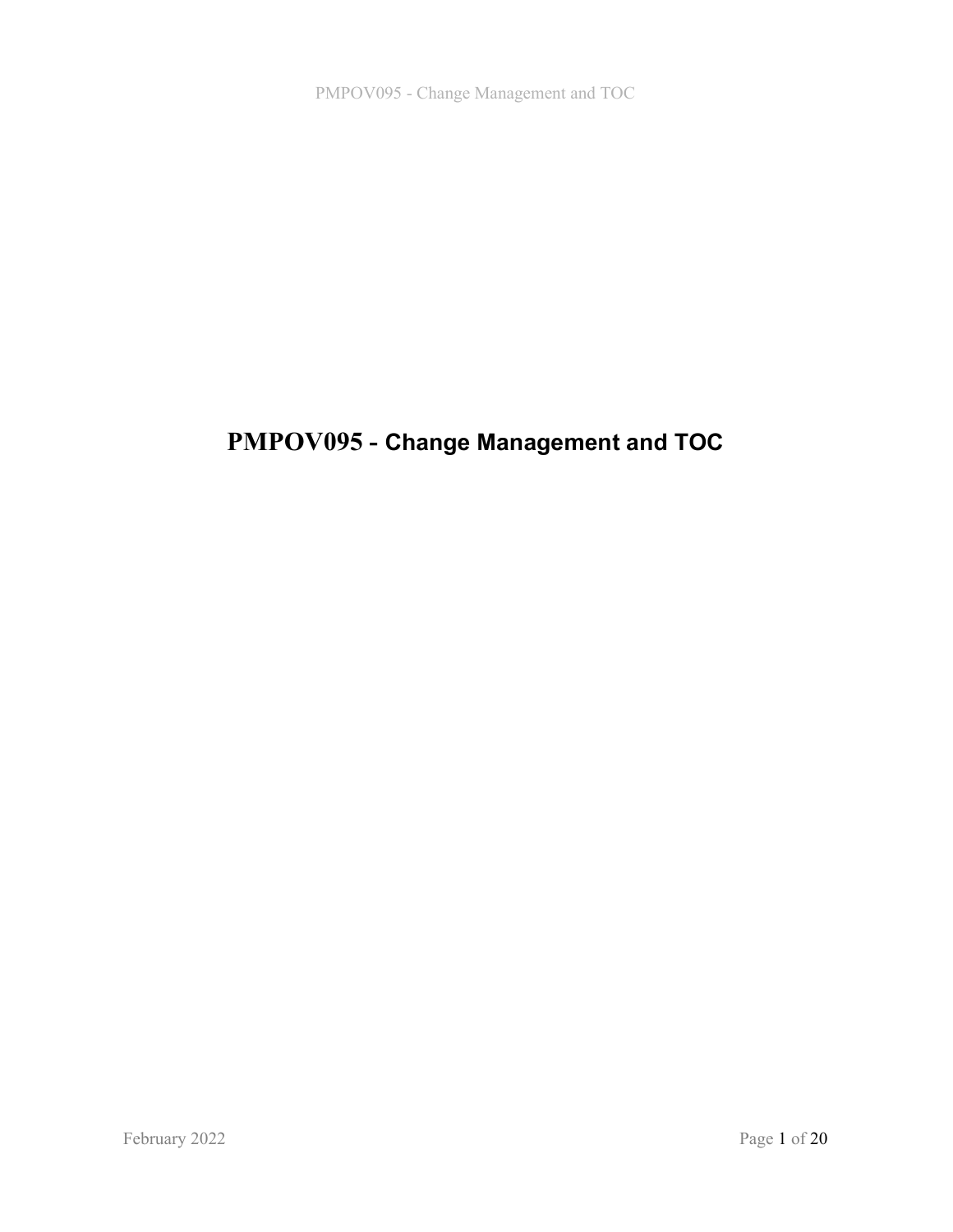# PMPOV095 - Change Management and TOC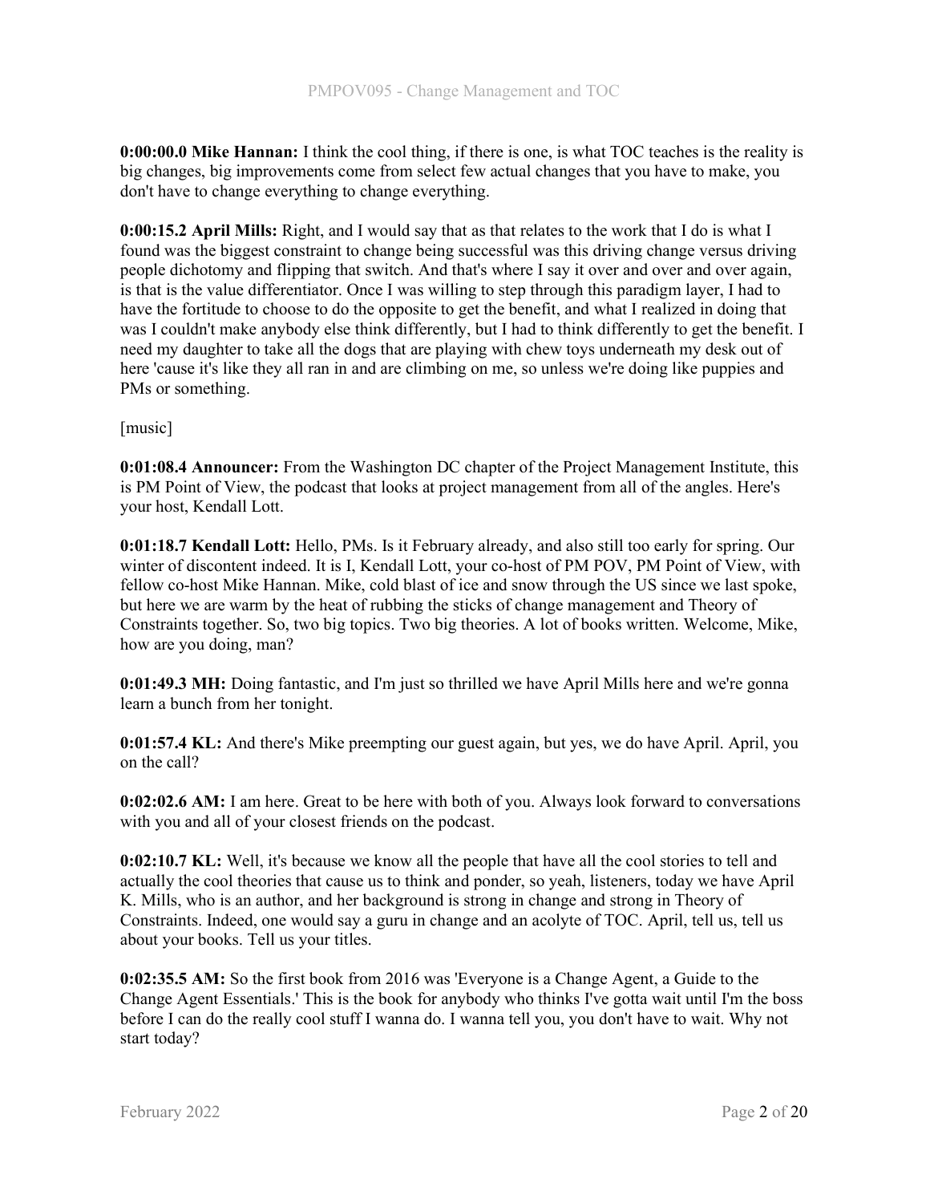**0:00:00.0 Mike Hannan:** I think the cool thing, if there is one, is what TOC teaches is the reality is big changes, big improvements come from select few actual changes that you have to make, you don't have to change everything to change everything.

**0:00:15.2 April Mills:** Right, and I would say that as that relates to the work that I do is what I found was the biggest constraint to change being successful was this driving change versus driving people dichotomy and flipping that switch. And that's where I say it over and over and over again, is that is the value differentiator. Once I was willing to step through this paradigm layer, I had to have the fortitude to choose to do the opposite to get the benefit, and what I realized in doing that was I couldn't make anybody else think differently, but I had to think differently to get the benefit. I need my daughter to take all the dogs that are playing with chew toys underneath my desk out of here 'cause it's like they all ran in and are climbing on me, so unless we're doing like puppies and PMs or something.

[music]

**0:01:08.4 Announcer:** From the Washington DC chapter of the Project Management Institute, this is PM Point of View, the podcast that looks at project management from all of the angles. Here's your host, Kendall Lott.

**0:01:18.7 Kendall Lott:** Hello, PMs. Is it February already, and also still too early for spring. Our winter of discontent indeed. It is I, Kendall Lott, your co-host of PM POV, PM Point of View, with fellow co-host Mike Hannan. Mike, cold blast of ice and snow through the US since we last spoke, but here we are warm by the heat of rubbing the sticks of change management and Theory of Constraints together. So, two big topics. Two big theories. A lot of books written. Welcome, Mike, how are you doing, man?

**0:01:49.3 MH:** Doing fantastic, and I'm just so thrilled we have April Mills here and we're gonna learn a bunch from her tonight.

**0:01:57.4 KL:** And there's Mike preempting our guest again, but yes, we do have April. April, you on the call?

**0:02:02.6 AM:** I am here. Great to be here with both of you. Always look forward to conversations with you and all of your closest friends on the podcast.

**0:02:10.7 KL:** Well, it's because we know all the people that have all the cool stories to tell and actually the cool theories that cause us to think and ponder, so yeah, listeners, today we have April K. Mills, who is an author, and her background is strong in change and strong in Theory of Constraints. Indeed, one would say a guru in change and an acolyte of TOC. April, tell us, tell us about your books. Tell us your titles.

**0:02:35.5 AM:** So the first book from 2016 was 'Everyone is a Change Agent, a Guide to the Change Agent Essentials.' This is the book for anybody who thinks I've gotta wait until I'm the boss before I can do the really cool stuff I wanna do. I wanna tell you, you don't have to wait. Why not start today?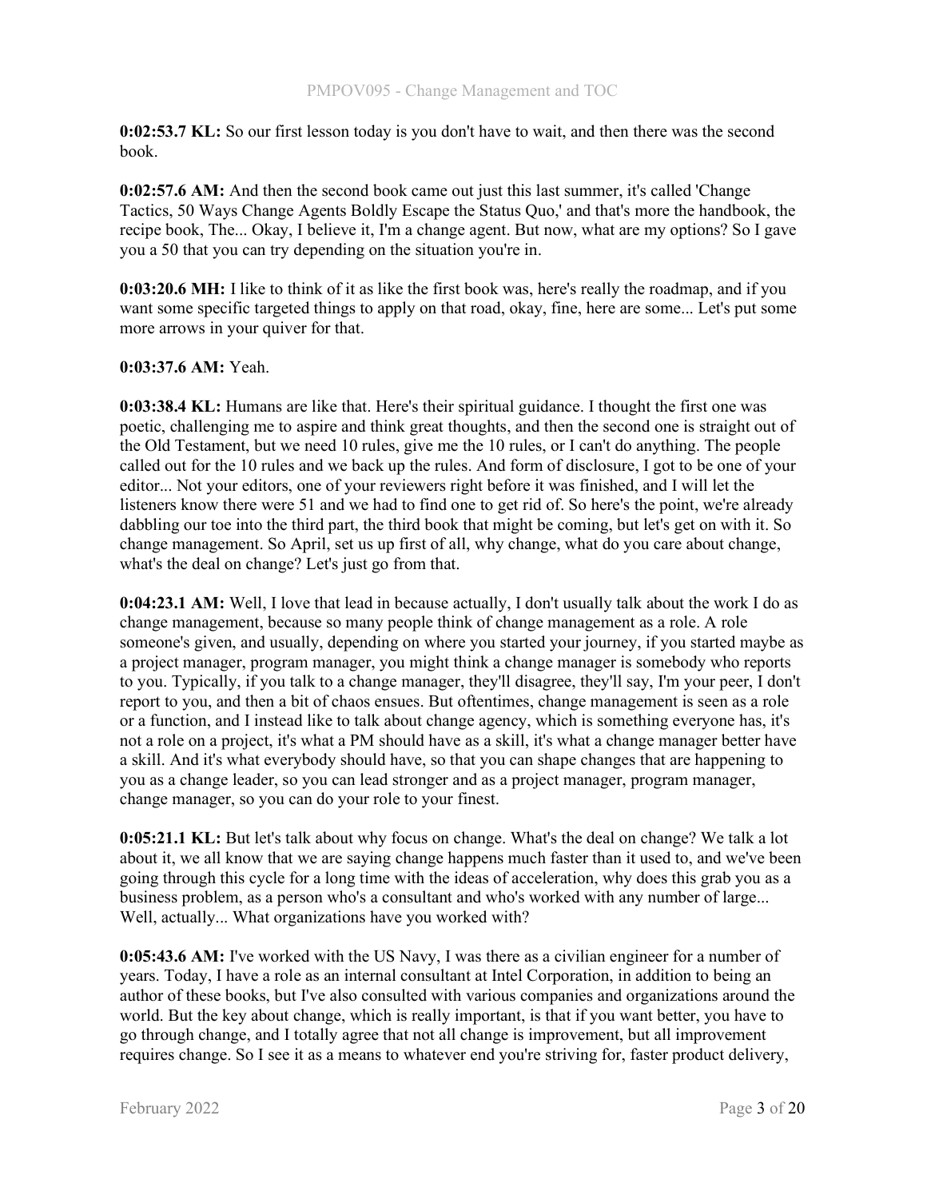**0:02:53.7 KL:** So our first lesson today is you don't have to wait, and then there was the second book.

**0:02:57.6 AM:** And then the second book came out just this last summer, it's called 'Change Tactics, 50 Ways Change Agents Boldly Escape the Status Quo,' and that's more the handbook, the recipe book, The... Okay, I believe it, I'm a change agent. But now, what are my options? So I gave you a 50 that you can try depending on the situation you're in.

**0:03:20.6 MH:** I like to think of it as like the first book was, here's really the roadmap, and if you want some specific targeted things to apply on that road, okay, fine, here are some... Let's put some more arrows in your quiver for that.

**0:03:37.6 AM:** Yeah.

**0:03:38.4 KL:** Humans are like that. Here's their spiritual guidance. I thought the first one was poetic, challenging me to aspire and think great thoughts, and then the second one is straight out of the Old Testament, but we need 10 rules, give me the 10 rules, or I can't do anything. The people called out for the 10 rules and we back up the rules. And form of disclosure, I got to be one of your editor... Not your editors, one of your reviewers right before it was finished, and I will let the listeners know there were 51 and we had to find one to get rid of. So here's the point, we're already dabbling our toe into the third part, the third book that might be coming, but let's get on with it. So change management. So April, set us up first of all, why change, what do you care about change, what's the deal on change? Let's just go from that.

**0:04:23.1 AM:** Well, I love that lead in because actually, I don't usually talk about the work I do as change management, because so many people think of change management as a role. A role someone's given, and usually, depending on where you started your journey, if you started maybe as a project manager, program manager, you might think a change manager is somebody who reports to you. Typically, if you talk to a change manager, they'll disagree, they'll say, I'm your peer, I don't report to you, and then a bit of chaos ensues. But oftentimes, change management is seen as a role or a function, and I instead like to talk about change agency, which is something everyone has, it's not a role on a project, it's what a PM should have as a skill, it's what a change manager better have a skill. And it's what everybody should have, so that you can shape changes that are happening to you as a change leader, so you can lead stronger and as a project manager, program manager, change manager, so you can do your role to your finest.

**0:05:21.1 KL:** But let's talk about why focus on change. What's the deal on change? We talk a lot about it, we all know that we are saying change happens much faster than it used to, and we've been going through this cycle for a long time with the ideas of acceleration, why does this grab you as a business problem, as a person who's a consultant and who's worked with any number of large... Well, actually... What organizations have you worked with?

**0:05:43.6 AM:** I've worked with the US Navy, I was there as a civilian engineer for a number of years. Today, I have a role as an internal consultant at Intel Corporation, in addition to being an author of these books, but I've also consulted with various companies and organizations around the world. But the key about change, which is really important, is that if you want better, you have to go through change, and I totally agree that not all change is improvement, but all improvement requires change. So I see it as a means to whatever end you're striving for, faster product delivery,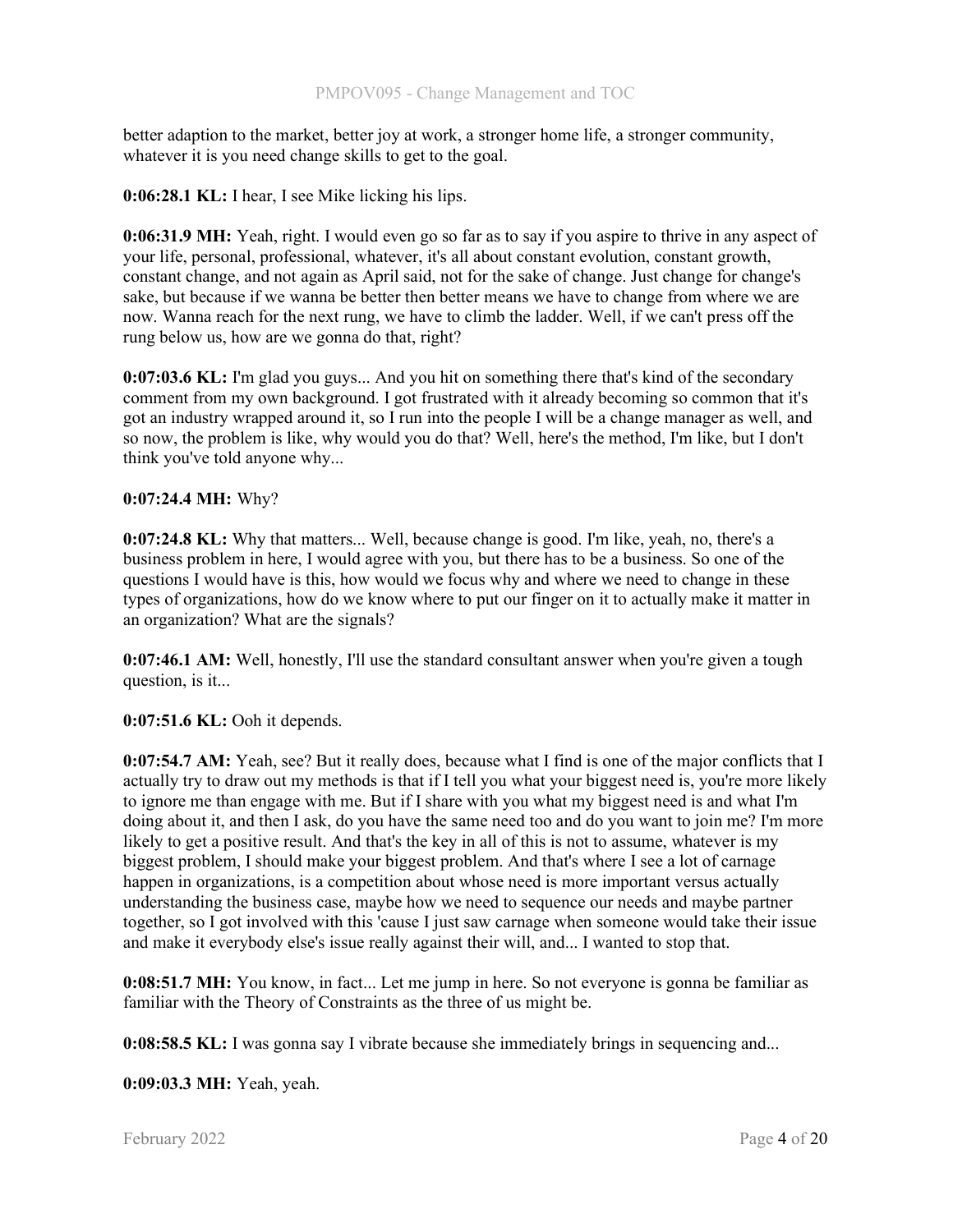better adaption to the market, better joy at work, a stronger home life, a stronger community, whatever it is you need change skills to get to the goal.

**0:06:28.1 KL:** I hear, I see Mike licking his lips.

**0:06:31.9 MH:** Yeah, right. I would even go so far as to say if you aspire to thrive in any aspect of your life, personal, professional, whatever, it's all about constant evolution, constant growth, constant change, and not again as April said, not for the sake of change. Just change for change's sake, but because if we wanna be better then better means we have to change from where we are now. Wanna reach for the next rung, we have to climb the ladder. Well, if we can't press off the rung below us, how are we gonna do that, right?

**0:07:03.6 KL:** I'm glad you guys... And you hit on something there that's kind of the secondary comment from my own background. I got frustrated with it already becoming so common that it's got an industry wrapped around it, so I run into the people I will be a change manager as well, and so now, the problem is like, why would you do that? Well, here's the method, I'm like, but I don't think you've told anyone why...

**0:07:24.4 MH:** Why?

**0:07:24.8 KL:** Why that matters... Well, because change is good. I'm like, yeah, no, there's a business problem in here, I would agree with you, but there has to be a business. So one of the questions I would have is this, how would we focus why and where we need to change in these types of organizations, how do we know where to put our finger on it to actually make it matter in an organization? What are the signals?

**0:07:46.1 AM:** Well, honestly, I'll use the standard consultant answer when you're given a tough question, is it...

**0:07:51.6 KL:** Ooh it depends.

**0:07:54.7 AM:** Yeah, see? But it really does, because what I find is one of the major conflicts that I actually try to draw out my methods is that if I tell you what your biggest need is, you're more likely to ignore me than engage with me. But if I share with you what my biggest need is and what I'm doing about it, and then I ask, do you have the same need too and do you want to join me? I'm more likely to get a positive result. And that's the key in all of this is not to assume, whatever is my biggest problem, I should make your biggest problem. And that's where I see a lot of carnage happen in organizations, is a competition about whose need is more important versus actually understanding the business case, maybe how we need to sequence our needs and maybe partner together, so I got involved with this 'cause I just saw carnage when someone would take their issue and make it everybody else's issue really against their will, and... I wanted to stop that.

**0:08:51.7 MH:** You know, in fact... Let me jump in here. So not everyone is gonna be familiar as familiar with the Theory of Constraints as the three of us might be.

**0:08:58.5 KL:** I was gonna say I vibrate because she immediately brings in sequencing and...

**0:09:03.3 MH:** Yeah, yeah.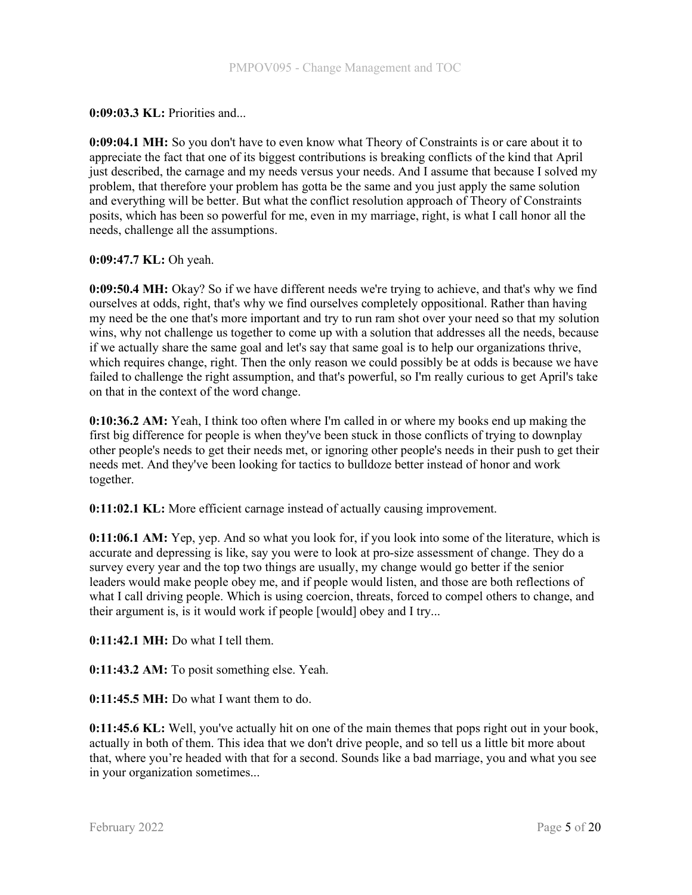**0:09:03.3 KL:** Priorities and...

**0:09:04.1 MH:** So you don't have to even know what Theory of Constraints is or care about it to appreciate the fact that one of its biggest contributions is breaking conflicts of the kind that April just described, the carnage and my needs versus your needs. And I assume that because I solved my problem, that therefore your problem has gotta be the same and you just apply the same solution and everything will be better. But what the conflict resolution approach of Theory of Constraints posits, which has been so powerful for me, even in my marriage, right, is what I call honor all the needs, challenge all the assumptions.

**0:09:47.7 KL:** Oh yeah.

**0:09:50.4 MH:** Okay? So if we have different needs we're trying to achieve, and that's why we find ourselves at odds, right, that's why we find ourselves completely oppositional. Rather than having my need be the one that's more important and try to run ram shot over your need so that my solution wins, why not challenge us together to come up with a solution that addresses all the needs, because if we actually share the same goal and let's say that same goal is to help our organizations thrive, which requires change, right. Then the only reason we could possibly be at odds is because we have failed to challenge the right assumption, and that's powerful, so I'm really curious to get April's take on that in the context of the word change.

**0:10:36.2 AM:** Yeah, I think too often where I'm called in or where my books end up making the first big difference for people is when they've been stuck in those conflicts of trying to downplay other people's needs to get their needs met, or ignoring other people's needs in their push to get their needs met. And they've been looking for tactics to bulldoze better instead of honor and work together.

**0:11:02.1 KL:** More efficient carnage instead of actually causing improvement.

**0:11:06.1 AM:** Yep, yep. And so what you look for, if you look into some of the literature, which is accurate and depressing is like, say you were to look at pro-size assessment of change. They do a survey every year and the top two things are usually, my change would go better if the senior leaders would make people obey me, and if people would listen, and those are both reflections of what I call driving people. Which is using coercion, threats, forced to compel others to change, and their argument is, is it would work if people [would] obey and I try...

**0:11:42.1 MH:** Do what I tell them.

**0:11:43.2 AM:** To posit something else. Yeah.

**0:11:45.5 MH:** Do what I want them to do.

**0:11:45.6 KL:** Well, you've actually hit on one of the main themes that pops right out in your book, actually in both of them. This idea that we don't drive people, and so tell us a little bit more about that, where you're headed with that for a second. Sounds like a bad marriage, you and what you see in your organization sometimes...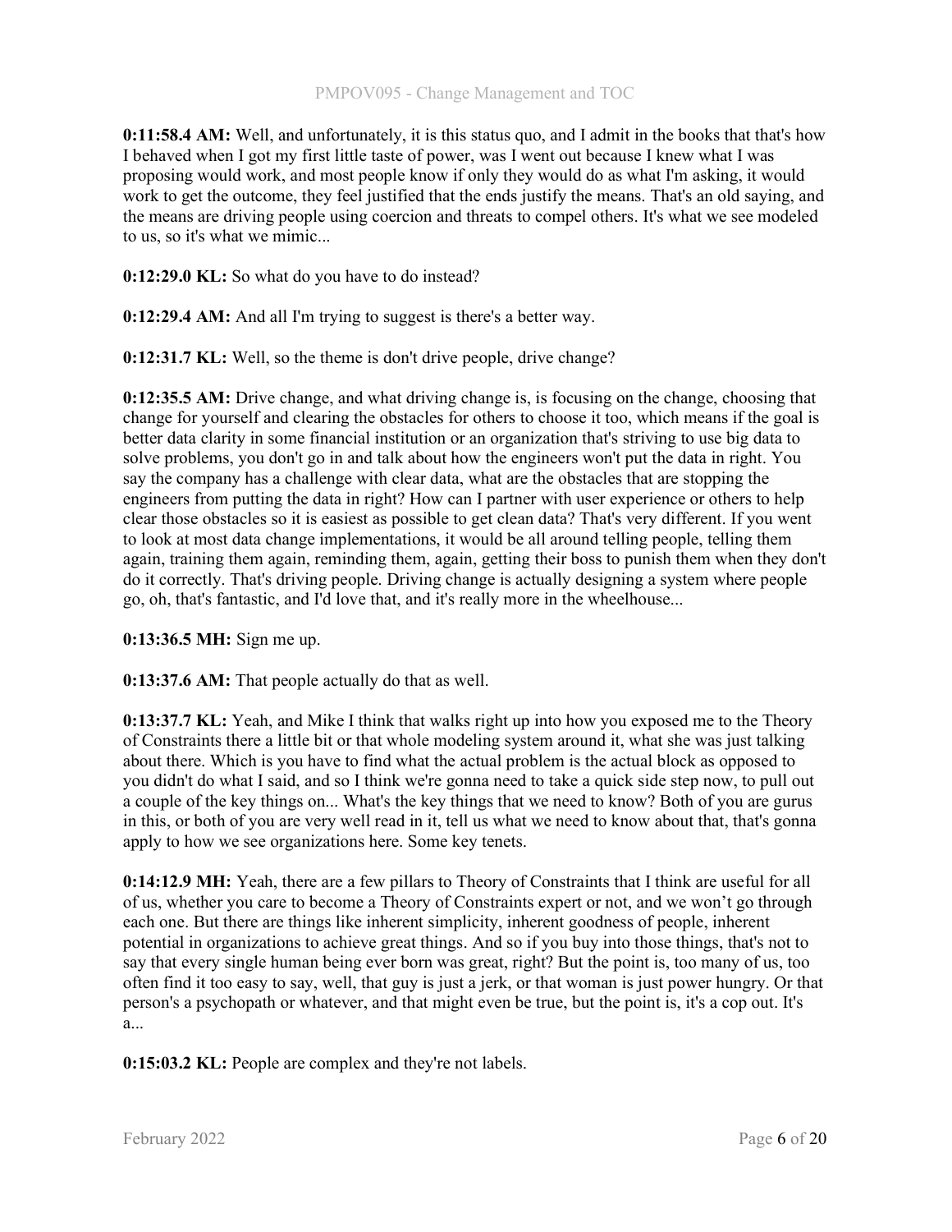**0:11:58.4 AM:** Well, and unfortunately, it is this status quo, and I admit in the books that that's how I behaved when I got my first little taste of power, was I went out because I knew what I was proposing would work, and most people know if only they would do as what I'm asking, it would work to get the outcome, they feel justified that the ends justify the means. That's an old saying, and the means are driving people using coercion and threats to compel others. It's what we see modeled to us, so it's what we mimic...

**0:12:29.0 KL:** So what do you have to do instead?

**0:12:29.4 AM:** And all I'm trying to suggest is there's a better way.

**0:12:31.7 KL:** Well, so the theme is don't drive people, drive change?

**0:12:35.5 AM:** Drive change, and what driving change is, is focusing on the change, choosing that change for yourself and clearing the obstacles for others to choose it too, which means if the goal is better data clarity in some financial institution or an organization that's striving to use big data to solve problems, you don't go in and talk about how the engineers won't put the data in right. You say the company has a challenge with clear data, what are the obstacles that are stopping the engineers from putting the data in right? How can I partner with user experience or others to help clear those obstacles so it is easiest as possible to get clean data? That's very different. If you went to look at most data change implementations, it would be all around telling people, telling them again, training them again, reminding them, again, getting their boss to punish them when they don't do it correctly. That's driving people. Driving change is actually designing a system where people go, oh, that's fantastic, and I'd love that, and it's really more in the wheelhouse...

**0:13:36.5 MH:** Sign me up.

**0:13:37.6 AM:** That people actually do that as well.

**0:13:37.7 KL:** Yeah, and Mike I think that walks right up into how you exposed me to the Theory of Constraints there a little bit or that whole modeling system around it, what she was just talking about there. Which is you have to find what the actual problem is the actual block as opposed to you didn't do what I said, and so I think we're gonna need to take a quick side step now, to pull out a couple of the key things on... What's the key things that we need to know? Both of you are gurus in this, or both of you are very well read in it, tell us what we need to know about that, that's gonna apply to how we see organizations here. Some key tenets.

**0:14:12.9 MH:** Yeah, there are a few pillars to Theory of Constraints that I think are useful for all of us, whether you care to become a Theory of Constraints expert or not, and we won't go through each one. But there are things like inherent simplicity, inherent goodness of people, inherent potential in organizations to achieve great things. And so if you buy into those things, that's not to say that every single human being ever born was great, right? But the point is, too many of us, too often find it too easy to say, well, that guy is just a jerk, or that woman is just power hungry. Or that person's a psychopath or whatever, and that might even be true, but the point is, it's a cop out. It's a...

**0:15:03.2 KL:** People are complex and they're not labels.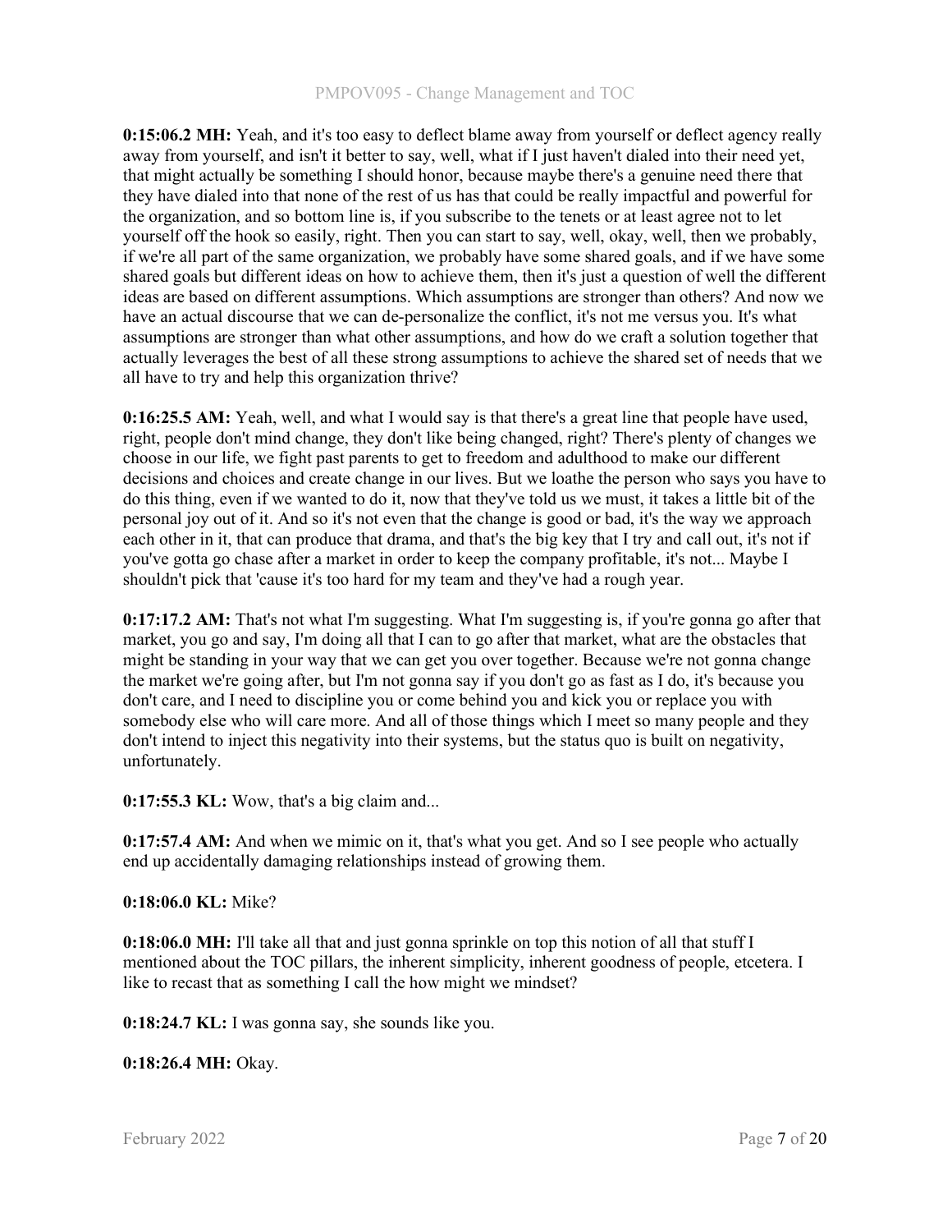**0:15:06.2 MH:** Yeah, and it's too easy to deflect blame away from yourself or deflect agency really away from yourself, and isn't it better to say, well, what if I just haven't dialed into their need yet, that might actually be something I should honor, because maybe there's a genuine need there that they have dialed into that none of the rest of us has that could be really impactful and powerful for the organization, and so bottom line is, if you subscribe to the tenets or at least agree not to let yourself off the hook so easily, right. Then you can start to say, well, okay, well, then we probably, if we're all part of the same organization, we probably have some shared goals, and if we have some shared goals but different ideas on how to achieve them, then it's just a question of well the different ideas are based on different assumptions. Which assumptions are stronger than others? And now we have an actual discourse that we can de-personalize the conflict, it's not me versus you. It's what assumptions are stronger than what other assumptions, and how do we craft a solution together that actually leverages the best of all these strong assumptions to achieve the shared set of needs that we all have to try and help this organization thrive?

**0:16:25.5 AM:** Yeah, well, and what I would say is that there's a great line that people have used, right, people don't mind change, they don't like being changed, right? There's plenty of changes we choose in our life, we fight past parents to get to freedom and adulthood to make our different decisions and choices and create change in our lives. But we loathe the person who says you have to do this thing, even if we wanted to do it, now that they've told us we must, it takes a little bit of the personal joy out of it. And so it's not even that the change is good or bad, it's the way we approach each other in it, that can produce that drama, and that's the big key that I try and call out, it's not if you've gotta go chase after a market in order to keep the company profitable, it's not... Maybe I shouldn't pick that 'cause it's too hard for my team and they've had a rough year.

**0:17:17.2 AM:** That's not what I'm suggesting. What I'm suggesting is, if you're gonna go after that market, you go and say, I'm doing all that I can to go after that market, what are the obstacles that might be standing in your way that we can get you over together. Because we're not gonna change the market we're going after, but I'm not gonna say if you don't go as fast as I do, it's because you don't care, and I need to discipline you or come behind you and kick you or replace you with somebody else who will care more. And all of those things which I meet so many people and they don't intend to inject this negativity into their systems, but the status quo is built on negativity, unfortunately.

**0:17:55.3 KL:** Wow, that's a big claim and...

**0:17:57.4 AM:** And when we mimic on it, that's what you get. And so I see people who actually end up accidentally damaging relationships instead of growing them.

**0:18:06.0 KL:** Mike?

**0:18:06.0 MH:** I'll take all that and just gonna sprinkle on top this notion of all that stuff I mentioned about the TOC pillars, the inherent simplicity, inherent goodness of people, etcetera. I like to recast that as something I call the how might we mindset?

**0:18:24.7 KL:** I was gonna say, she sounds like you.

**0:18:26.4 MH:** Okay.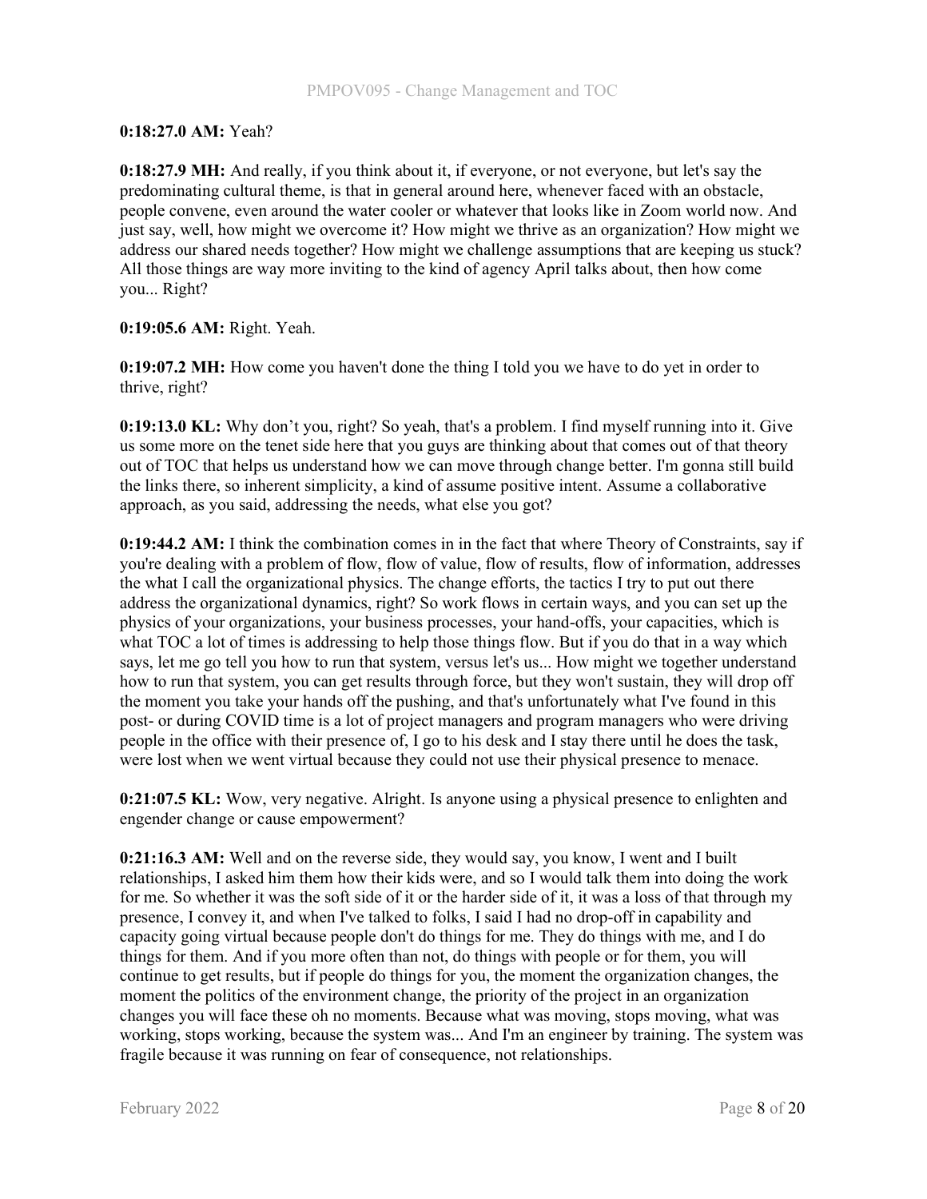**0:18:27.0 AM:** Yeah?

**0:18:27.9 MH:** And really, if you think about it, if everyone, or not everyone, but let's say the predominating cultural theme, is that in general around here, whenever faced with an obstacle, people convene, even around the water cooler or whatever that looks like in Zoom world now. And just say, well, how might we overcome it? How might we thrive as an organization? How might we address our shared needs together? How might we challenge assumptions that are keeping us stuck? All those things are way more inviting to the kind of agency April talks about, then how come you... Right?

**0:19:05.6 AM:** Right. Yeah.

**0:19:07.2 MH:** How come you haven't done the thing I told you we have to do yet in order to thrive, right?

**0:19:13.0 KL:** Why don't you, right? So yeah, that's a problem. I find myself running into it. Give us some more on the tenet side here that you guys are thinking about that comes out of that theory out of TOC that helps us understand how we can move through change better. I'm gonna still build the links there, so inherent simplicity, a kind of assume positive intent. Assume a collaborative approach, as you said, addressing the needs, what else you got?

**0:19:44.2 AM:** I think the combination comes in in the fact that where Theory of Constraints, say if you're dealing with a problem of flow, flow of value, flow of results, flow of information, addresses the what I call the organizational physics. The change efforts, the tactics I try to put out there address the organizational dynamics, right? So work flows in certain ways, and you can set up the physics of your organizations, your business processes, your hand-offs, your capacities, which is what TOC a lot of times is addressing to help those things flow. But if you do that in a way which says, let me go tell you how to run that system, versus let's us... How might we together understand how to run that system, you can get results through force, but they won't sustain, they will drop off the moment you take your hands off the pushing, and that's unfortunately what I've found in this post- or during COVID time is a lot of project managers and program managers who were driving people in the office with their presence of, I go to his desk and I stay there until he does the task, were lost when we went virtual because they could not use their physical presence to menace.

**0:21:07.5 KL:** Wow, very negative. Alright. Is anyone using a physical presence to enlighten and engender change or cause empowerment?

**0:21:16.3 AM:** Well and on the reverse side, they would say, you know, I went and I built relationships, I asked him them how their kids were, and so I would talk them into doing the work for me. So whether it was the soft side of it or the harder side of it, it was a loss of that through my presence, I convey it, and when I've talked to folks, I said I had no drop-off in capability and capacity going virtual because people don't do things for me. They do things with me, and I do things for them. And if you more often than not, do things with people or for them, you will continue to get results, but if people do things for you, the moment the organization changes, the moment the politics of the environment change, the priority of the project in an organization changes you will face these oh no moments. Because what was moving, stops moving, what was working, stops working, because the system was... And I'm an engineer by training. The system was fragile because it was running on fear of consequence, not relationships.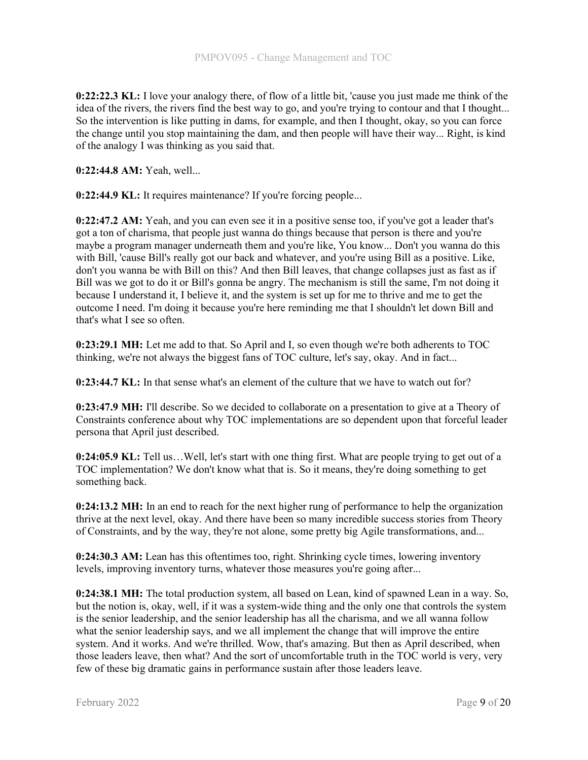**0:22:22.3 KL:** I love your analogy there, of flow of a little bit, 'cause you just made me think of the idea of the rivers, the rivers find the best way to go, and you're trying to contour and that I thought... So the intervention is like putting in dams, for example, and then I thought, okay, so you can force the change until you stop maintaining the dam, and then people will have their way... Right, is kind of the analogy I was thinking as you said that.

**0:22:44.8 AM:** Yeah, well...

**0:22:44.9 KL:** It requires maintenance? If you're forcing people...

**0:22:47.2 AM:** Yeah, and you can even see it in a positive sense too, if you've got a leader that's got a ton of charisma, that people just wanna do things because that person is there and you're maybe a program manager underneath them and you're like, You know... Don't you wanna do this with Bill, 'cause Bill's really got our back and whatever, and you're using Bill as a positive. Like, don't you wanna be with Bill on this? And then Bill leaves, that change collapses just as fast as if Bill was we got to do it or Bill's gonna be angry. The mechanism is still the same, I'm not doing it because I understand it, I believe it, and the system is set up for me to thrive and me to get the outcome I need. I'm doing it because you're here reminding me that I shouldn't let down Bill and that's what I see so often.

**0:23:29.1 MH:** Let me add to that. So April and I, so even though we're both adherents to TOC thinking, we're not always the biggest fans of TOC culture, let's say, okay. And in fact...

**0:23:44.7 KL:** In that sense what's an element of the culture that we have to watch out for?

**0:23:47.9 MH:** I'll describe. So we decided to collaborate on a presentation to give at a Theory of Constraints conference about why TOC implementations are so dependent upon that forceful leader persona that April just described.

**0:24:05.9 KL:** Tell us…Well, let's start with one thing first. What are people trying to get out of a TOC implementation? We don't know what that is. So it means, they're doing something to get something back.

**0:24:13.2 MH:** In an end to reach for the next higher rung of performance to help the organization thrive at the next level, okay. And there have been so many incredible success stories from Theory of Constraints, and by the way, they're not alone, some pretty big Agile transformations, and...

**0:24:30.3 AM:** Lean has this oftentimes too, right. Shrinking cycle times, lowering inventory levels, improving inventory turns, whatever those measures you're going after...

**0:24:38.1 MH:** The total production system, all based on Lean, kind of spawned Lean in a way. So, but the notion is, okay, well, if it was a system-wide thing and the only one that controls the system is the senior leadership, and the senior leadership has all the charisma, and we all wanna follow what the senior leadership says, and we all implement the change that will improve the entire system. And it works. And we're thrilled. Wow, that's amazing. But then as April described, when those leaders leave, then what? And the sort of uncomfortable truth in the TOC world is very, very few of these big dramatic gains in performance sustain after those leaders leave.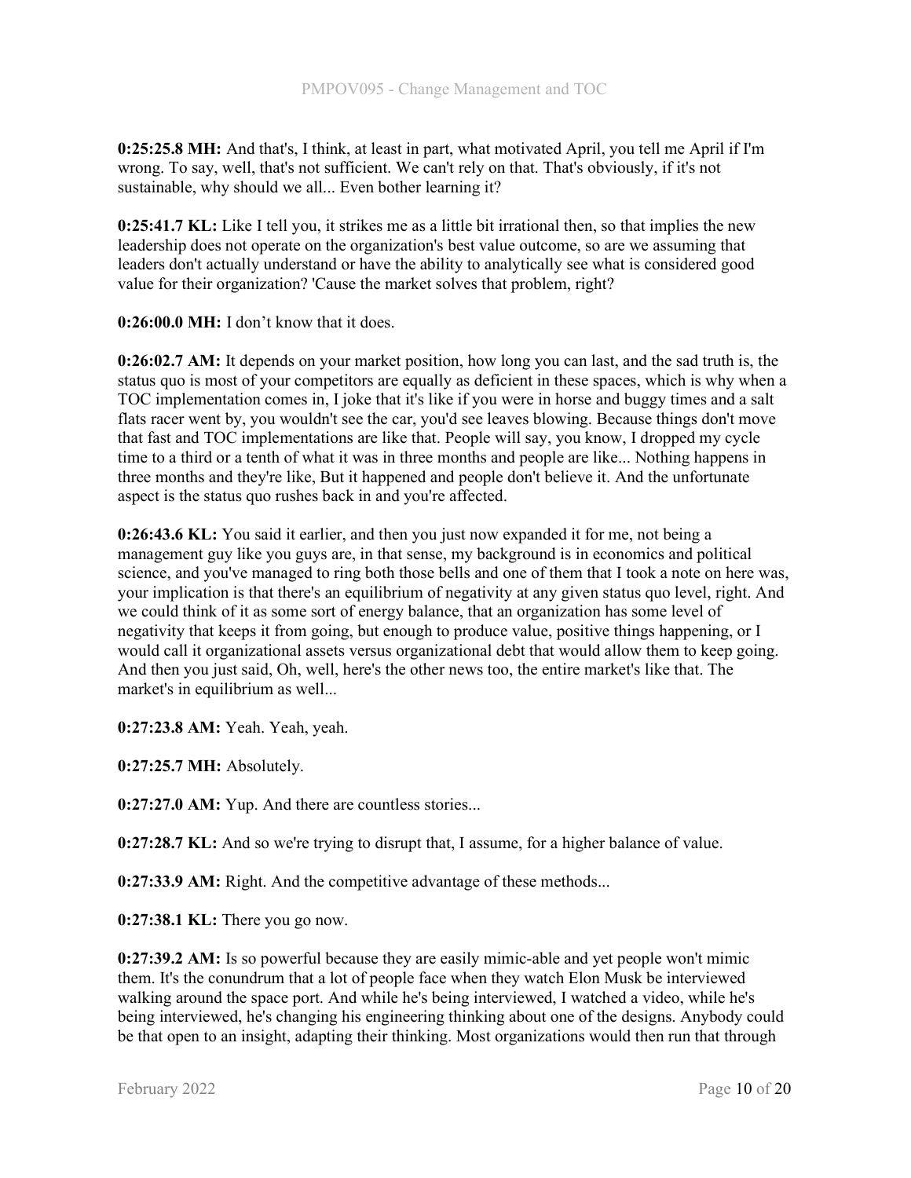**0:25:25.8 MH:** And that's, I think, at least in part, what motivated April, you tell me April if I'm wrong. To say, well, that's not sufficient. We can't rely on that. That's obviously, if it's not sustainable, why should we all... Even bother learning it?

**0:25:41.7 KL:** Like I tell you, it strikes me as a little bit irrational then, so that implies the new leadership does not operate on the organization's best value outcome, so are we assuming that leaders don't actually understand or have the ability to analytically see what is considered good value for their organization? 'Cause the market solves that problem, right?

**0:26:00.0 MH:** I don't know that it does.

**0:26:02.7 AM:** It depends on your market position, how long you can last, and the sad truth is, the status quo is most of your competitors are equally as deficient in these spaces, which is why when a TOC implementation comes in, I joke that it's like if you were in horse and buggy times and a salt flats racer went by, you wouldn't see the car, you'd see leaves blowing. Because things don't move that fast and TOC implementations are like that. People will say, you know, I dropped my cycle time to a third or a tenth of what it was in three months and people are like... Nothing happens in three months and they're like, But it happened and people don't believe it. And the unfortunate aspect is the status quo rushes back in and you're affected.

**0:26:43.6 KL:** You said it earlier, and then you just now expanded it for me, not being a management guy like you guys are, in that sense, my background is in economics and political science, and you've managed to ring both those bells and one of them that I took a note on here was, your implication is that there's an equilibrium of negativity at any given status quo level, right. And we could think of it as some sort of energy balance, that an organization has some level of negativity that keeps it from going, but enough to produce value, positive things happening, or I would call it organizational assets versus organizational debt that would allow them to keep going. And then you just said, Oh, well, here's the other news too, the entire market's like that. The market's in equilibrium as well...

**0:27:23.8 AM:** Yeah. Yeah, yeah.

**0:27:25.7 MH:** Absolutely.

**0:27:27.0 AM:** Yup. And there are countless stories...

**0:27:28.7 KL:** And so we're trying to disrupt that, I assume, for a higher balance of value.

**0:27:33.9 AM:** Right. And the competitive advantage of these methods...

**0:27:38.1 KL:** There you go now.

**0:27:39.2 AM:** Is so powerful because they are easily mimic-able and yet people won't mimic them. It's the conundrum that a lot of people face when they watch Elon Musk be interviewed walking around the space port. And while he's being interviewed, I watched a video, while he's being interviewed, he's changing his engineering thinking about one of the designs. Anybody could be that open to an insight, adapting their thinking. Most organizations would then run that through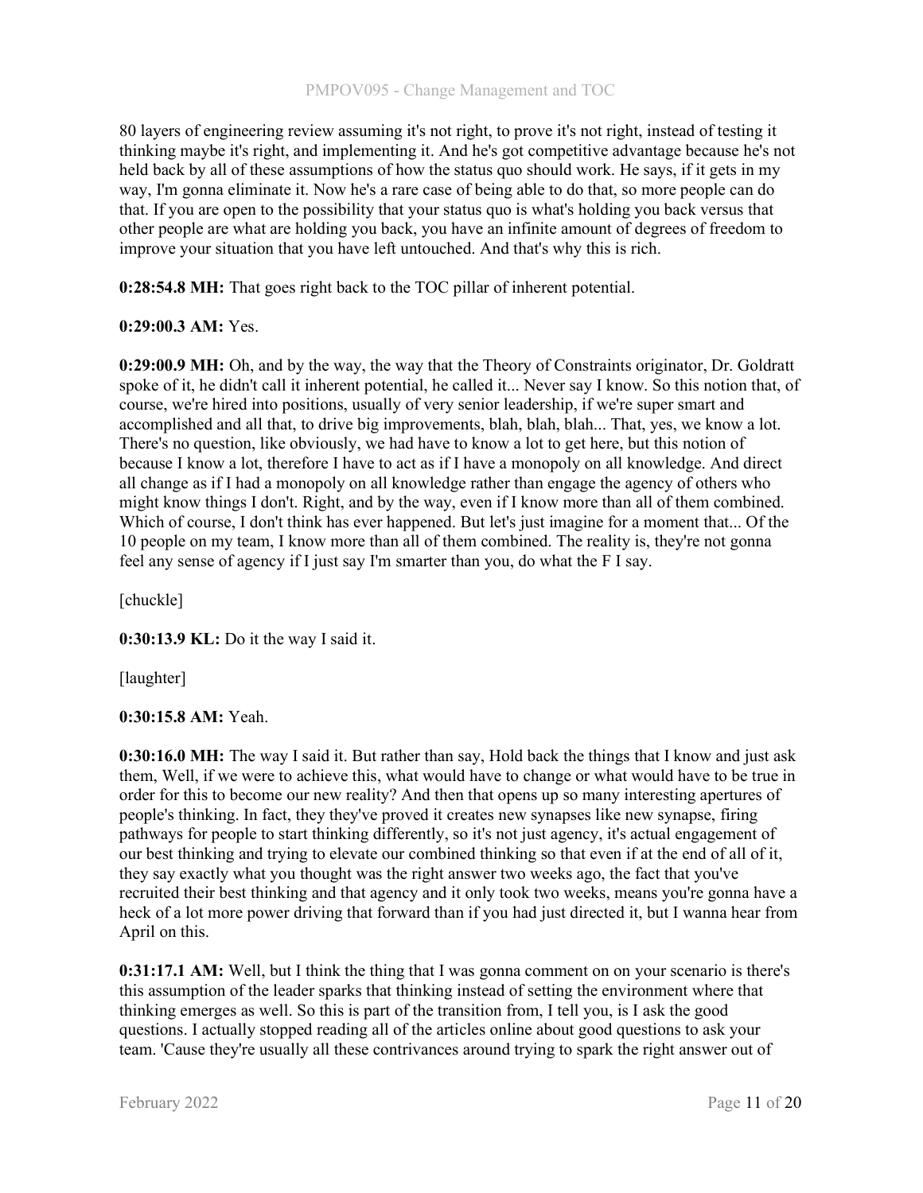80 layers of engineering review assuming it's not right, to prove it's not right, instead of testing it thinking maybe it's right, and implementing it. And he's got competitive advantage because he's not held back by all of these assumptions of how the status quo should work. He says, if it gets in my way, I'm gonna eliminate it. Now he's a rare case of being able to do that, so more people can do that. If you are open to the possibility that your status quo is what's holding you back versus that other people are what are holding you back, you have an infinite amount of degrees of freedom to improve your situation that you have left untouched. And that's why this is rich.

**0:28:54.8 MH:** That goes right back to the TOC pillar of inherent potential.

**0:29:00.3 AM:** Yes.

**0:29:00.9 MH:** Oh, and by the way, the way that the Theory of Constraints originator, Dr. Goldratt spoke of it, he didn't call it inherent potential, he called it... Never say I know. So this notion that, of course, we're hired into positions, usually of very senior leadership, if we're super smart and accomplished and all that, to drive big improvements, blah, blah, blah... That, yes, we know a lot. There's no question, like obviously, we had have to know a lot to get here, but this notion of because I know a lot, therefore I have to act as if I have a monopoly on all knowledge. And direct all change as if I had a monopoly on all knowledge rather than engage the agency of others who might know things I don't. Right, and by the way, even if I know more than all of them combined. Which of course, I don't think has ever happened. But let's just imagine for a moment that... Of the 10 people on my team, I know more than all of them combined. The reality is, they're not gonna feel any sense of agency if I just say I'm smarter than you, do what the F I say.

[chuckle]

**0:30:13.9 KL:** Do it the way I said it.

[laughter]

**0:30:15.8 AM:** Yeah.

**0:30:16.0 MH:** The way I said it. But rather than say, Hold back the things that I know and just ask them, Well, if we were to achieve this, what would have to change or what would have to be true in order for this to become our new reality? And then that opens up so many interesting apertures of people's thinking. In fact, they they've proved it creates new synapses like new synapse, firing pathways for people to start thinking differently, so it's not just agency, it's actual engagement of our best thinking and trying to elevate our combined thinking so that even if at the end of all of it, they say exactly what you thought was the right answer two weeks ago, the fact that you've recruited their best thinking and that agency and it only took two weeks, means you're gonna have a heck of a lot more power driving that forward than if you had just directed it, but I wanna hear from April on this.

**0:31:17.1 AM:** Well, but I think the thing that I was gonna comment on on your scenario is there's this assumption of the leader sparks that thinking instead of setting the environment where that thinking emerges as well. So this is part of the transition from, I tell you, is I ask the good questions. I actually stopped reading all of the articles online about good questions to ask your team. 'Cause they're usually all these contrivances around trying to spark the right answer out of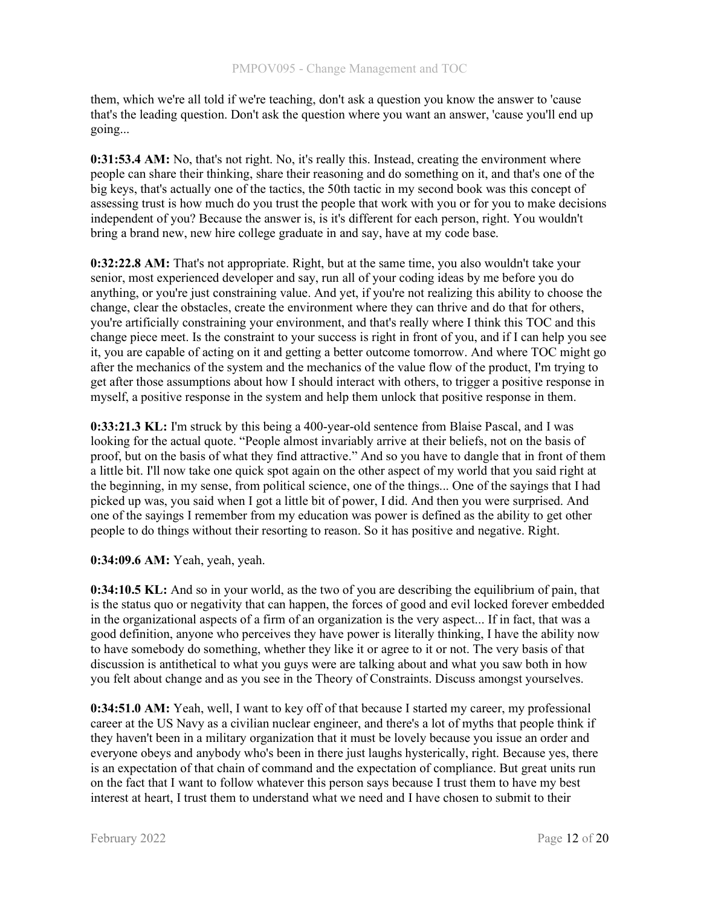them, which we're all told if we're teaching, don't ask a question you know the answer to 'cause that's the leading question. Don't ask the question where you want an answer, 'cause you'll end up going...

**0:31:53.4 AM:** No, that's not right. No, it's really this. Instead, creating the environment where people can share their thinking, share their reasoning and do something on it, and that's one of the big keys, that's actually one of the tactics, the 50th tactic in my second book was this concept of assessing trust is how much do you trust the people that work with you or for you to make decisions independent of you? Because the answer is, is it's different for each person, right. You wouldn't bring a brand new, new hire college graduate in and say, have at my code base.

**0:32:22.8 AM:** That's not appropriate. Right, but at the same time, you also wouldn't take your senior, most experienced developer and say, run all of your coding ideas by me before you do anything, or you're just constraining value. And yet, if you're not realizing this ability to choose the change, clear the obstacles, create the environment where they can thrive and do that for others, you're artificially constraining your environment, and that's really where I think this TOC and this change piece meet. Is the constraint to your success is right in front of you, and if I can help you see it, you are capable of acting on it and getting a better outcome tomorrow. And where TOC might go after the mechanics of the system and the mechanics of the value flow of the product, I'm trying to get after those assumptions about how I should interact with others, to trigger a positive response in myself, a positive response in the system and help them unlock that positive response in them.

**0:33:21.3 KL:** I'm struck by this being a 400-year-old sentence from Blaise Pascal, and I was looking for the actual quote. "People almost invariably arrive at their beliefs, not on the basis of proof, but on the basis of what they find attractive." And so you have to dangle that in front of them a little bit. I'll now take one quick spot again on the other aspect of my world that you said right at the beginning, in my sense, from political science, one of the things... One of the sayings that I had picked up was, you said when I got a little bit of power, I did. And then you were surprised. And one of the sayings I remember from my education was power is defined as the ability to get other people to do things without their resorting to reason. So it has positive and negative. Right.

**0:34:09.6 AM:** Yeah, yeah, yeah.

**0:34:10.5 KL:** And so in your world, as the two of you are describing the equilibrium of pain, that is the status quo or negativity that can happen, the forces of good and evil locked forever embedded in the organizational aspects of a firm of an organization is the very aspect... If in fact, that was a good definition, anyone who perceives they have power is literally thinking, I have the ability now to have somebody do something, whether they like it or agree to it or not. The very basis of that discussion is antithetical to what you guys were are talking about and what you saw both in how you felt about change and as you see in the Theory of Constraints. Discuss amongst yourselves.

**0:34:51.0 AM:** Yeah, well, I want to key off of that because I started my career, my professional career at the US Navy as a civilian nuclear engineer, and there's a lot of myths that people think if they haven't been in a military organization that it must be lovely because you issue an order and everyone obeys and anybody who's been in there just laughs hysterically, right. Because yes, there is an expectation of that chain of command and the expectation of compliance. But great units run on the fact that I want to follow whatever this person says because I trust them to have my best interest at heart, I trust them to understand what we need and I have chosen to submit to their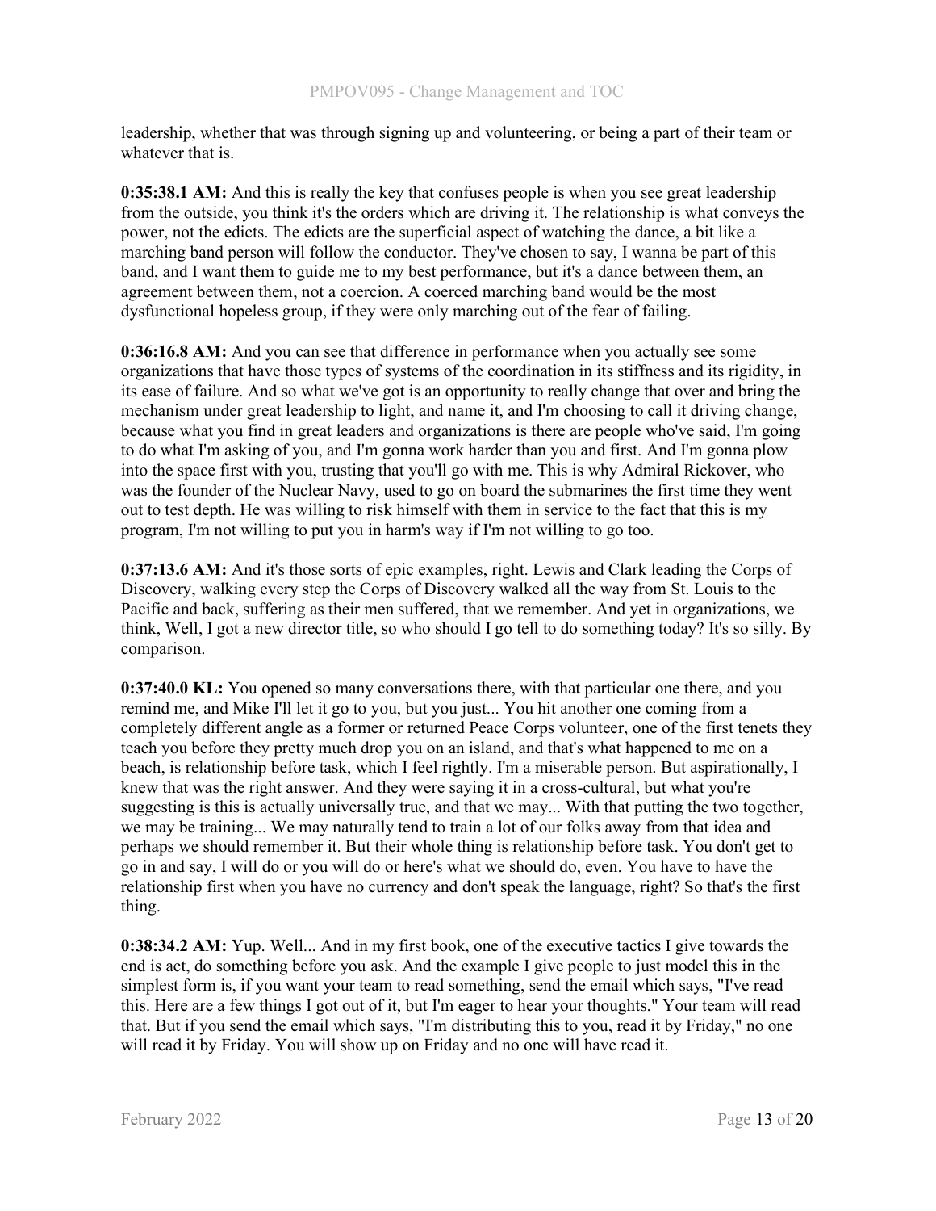leadership, whether that was through signing up and volunteering, or being a part of their team or whatever that is.

**0:35:38.1 AM:** And this is really the key that confuses people is when you see great leadership from the outside, you think it's the orders which are driving it. The relationship is what conveys the power, not the edicts. The edicts are the superficial aspect of watching the dance, a bit like a marching band person will follow the conductor. They've chosen to say, I wanna be part of this band, and I want them to guide me to my best performance, but it's a dance between them, an agreement between them, not a coercion. A coerced marching band would be the most dysfunctional hopeless group, if they were only marching out of the fear of failing.

**0:36:16.8 AM:** And you can see that difference in performance when you actually see some organizations that have those types of systems of the coordination in its stiffness and its rigidity, in its ease of failure. And so what we've got is an opportunity to really change that over and bring the mechanism under great leadership to light, and name it, and I'm choosing to call it driving change, because what you find in great leaders and organizations is there are people who've said, I'm going to do what I'm asking of you, and I'm gonna work harder than you and first. And I'm gonna plow into the space first with you, trusting that you'll go with me. This is why Admiral Rickover, who was the founder of the Nuclear Navy, used to go on board the submarines the first time they went out to test depth. He was willing to risk himself with them in service to the fact that this is my program, I'm not willing to put you in harm's way if I'm not willing to go too.

**0:37:13.6 AM:** And it's those sorts of epic examples, right. Lewis and Clark leading the Corps of Discovery, walking every step the Corps of Discovery walked all the way from St. Louis to the Pacific and back, suffering as their men suffered, that we remember. And yet in organizations, we think, Well, I got a new director title, so who should I go tell to do something today? It's so silly. By comparison.

**0:37:40.0 KL:** You opened so many conversations there, with that particular one there, and you remind me, and Mike I'll let it go to you, but you just... You hit another one coming from a completely different angle as a former or returned Peace Corps volunteer, one of the first tenets they teach you before they pretty much drop you on an island, and that's what happened to me on a beach, is relationship before task, which I feel rightly. I'm a miserable person. But aspirationally, I knew that was the right answer. And they were saying it in a cross-cultural, but what you're suggesting is this is actually universally true, and that we may... With that putting the two together, we may be training... We may naturally tend to train a lot of our folks away from that idea and perhaps we should remember it. But their whole thing is relationship before task. You don't get to go in and say, I will do or you will do or here's what we should do, even. You have to have the relationship first when you have no currency and don't speak the language, right? So that's the first thing.

**0:38:34.2 AM:** Yup. Well... And in my first book, one of the executive tactics I give towards the end is act, do something before you ask. And the example I give people to just model this in the simplest form is, if you want your team to read something, send the email which says, "I've read this. Here are a few things I got out of it, but I'm eager to hear your thoughts." Your team will read that. But if you send the email which says, "I'm distributing this to you, read it by Friday," no one will read it by Friday. You will show up on Friday and no one will have read it.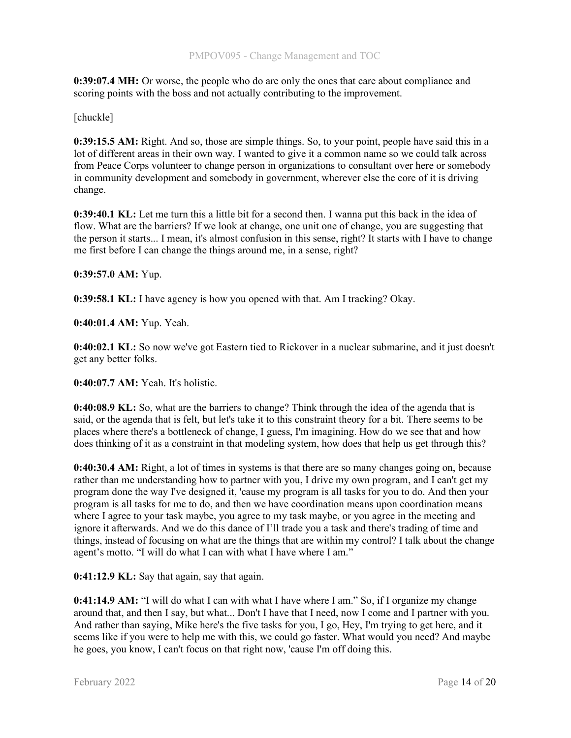**0:39:07.4 MH:** Or worse, the people who do are only the ones that care about compliance and scoring points with the boss and not actually contributing to the improvement.

[chuckle]

**0:39:15.5 AM:** Right. And so, those are simple things. So, to your point, people have said this in a lot of different areas in their own way. I wanted to give it a common name so we could talk across from Peace Corps volunteer to change person in organizations to consultant over here or somebody in community development and somebody in government, wherever else the core of it is driving change.

**0:39:40.1 KL:** Let me turn this a little bit for a second then. I wanna put this back in the idea of flow. What are the barriers? If we look at change, one unit one of change, you are suggesting that the person it starts... I mean, it's almost confusion in this sense, right? It starts with I have to change me first before I can change the things around me, in a sense, right?

**0:39:57.0 AM:** Yup.

**0:39:58.1 KL:** I have agency is how you opened with that. Am I tracking? Okay.

**0:40:01.4 AM:** Yup. Yeah.

**0:40:02.1 KL:** So now we've got Eastern tied to Rickover in a nuclear submarine, and it just doesn't get any better folks.

**0:40:07.7 AM:** Yeah. It's holistic.

**0:40:08.9 KL:** So, what are the barriers to change? Think through the idea of the agenda that is said, or the agenda that is felt, but let's take it to this constraint theory for a bit. There seems to be places where there's a bottleneck of change, I guess, I'm imagining. How do we see that and how does thinking of it as a constraint in that modeling system, how does that help us get through this?

**0:40:30.4 AM:** Right, a lot of times in systems is that there are so many changes going on, because rather than me understanding how to partner with you, I drive my own program, and I can't get my program done the way I've designed it, 'cause my program is all tasks for you to do. And then your program is all tasks for me to do, and then we have coordination means upon coordination means where I agree to your task maybe, you agree to my task maybe, or you agree in the meeting and ignore it afterwards. And we do this dance of I'll trade you a task and there's trading of time and things, instead of focusing on what are the things that are within my control? I talk about the change agent's motto. "I will do what I can with what I have where I am."

**0:41:12.9 KL:** Say that again, say that again.

**0:41:14.9 AM:** "I will do what I can with what I have where I am." So, if I organize my change around that, and then I say, but what... Don't I have that I need, now I come and I partner with you. And rather than saying, Mike here's the five tasks for you, I go, Hey, I'm trying to get here, and it seems like if you were to help me with this, we could go faster. What would you need? And maybe he goes, you know, I can't focus on that right now, 'cause I'm off doing this.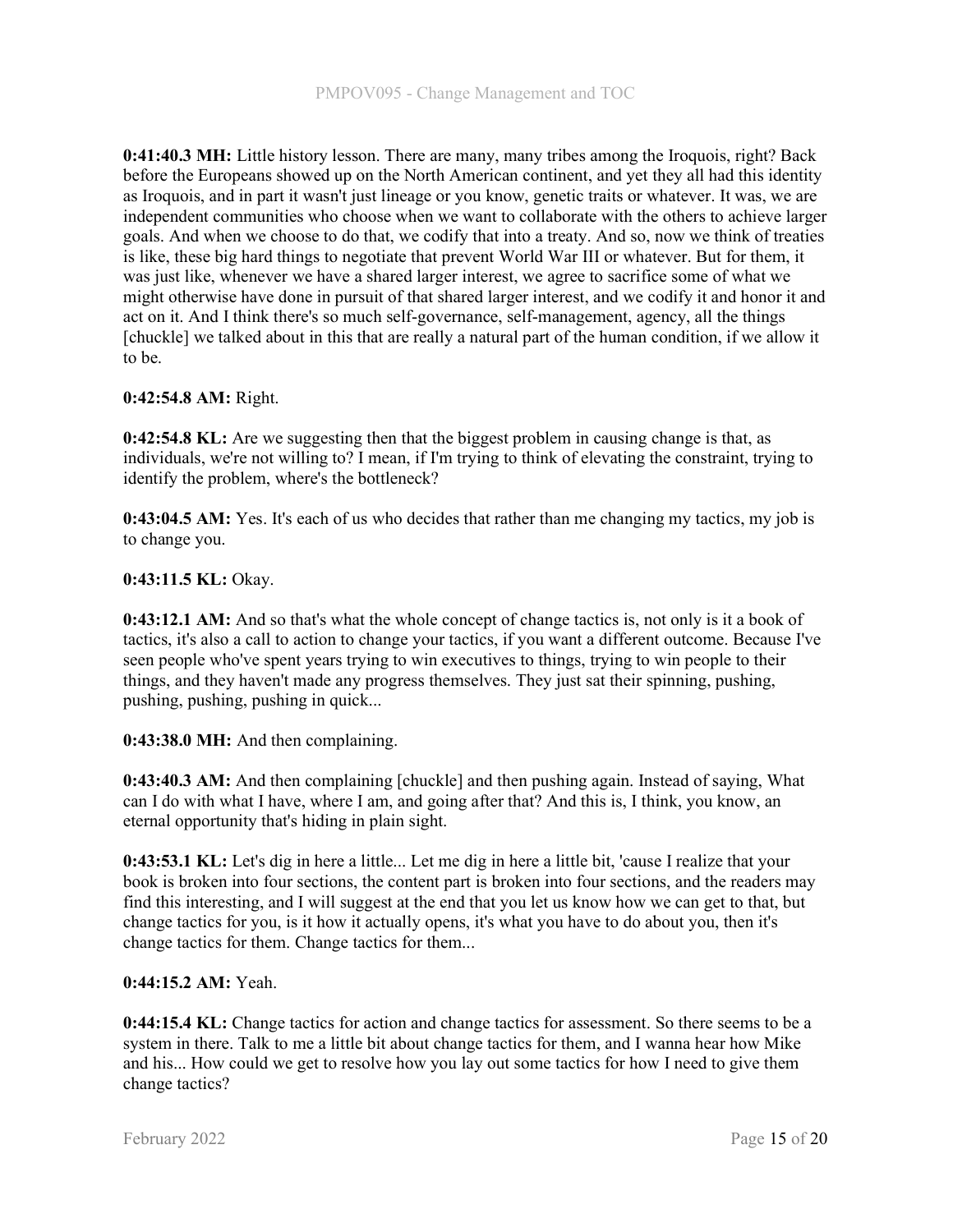**0:41:40.3 MH:** Little history lesson. There are many, many tribes among the Iroquois, right? Back before the Europeans showed up on the North American continent, and yet they all had this identity as Iroquois, and in part it wasn't just lineage or you know, genetic traits or whatever. It was, we are independent communities who choose when we want to collaborate with the others to achieve larger goals. And when we choose to do that, we codify that into a treaty. And so, now we think of treaties is like, these big hard things to negotiate that prevent World War III or whatever. But for them, it was just like, whenever we have a shared larger interest, we agree to sacrifice some of what we might otherwise have done in pursuit of that shared larger interest, and we codify it and honor it and act on it. And I think there's so much self-governance, self-management, agency, all the things [chuckle] we talked about in this that are really a natural part of the human condition, if we allow it to be.

**0:42:54.8 AM:** Right.

**0:42:54.8 KL:** Are we suggesting then that the biggest problem in causing change is that, as individuals, we're not willing to? I mean, if I'm trying to think of elevating the constraint, trying to identify the problem, where's the bottleneck?

**0:43:04.5 AM:** Yes. It's each of us who decides that rather than me changing my tactics, my job is to change you.

**0:43:11.5 KL:** Okay.

**0:43:12.1 AM:** And so that's what the whole concept of change tactics is, not only is it a book of tactics, it's also a call to action to change your tactics, if you want a different outcome. Because I've seen people who've spent years trying to win executives to things, trying to win people to their things, and they haven't made any progress themselves. They just sat their spinning, pushing, pushing, pushing, pushing in quick...

**0:43:38.0 MH:** And then complaining.

**0:43:40.3 AM:** And then complaining [chuckle] and then pushing again. Instead of saying, What can I do with what I have, where I am, and going after that? And this is, I think, you know, an eternal opportunity that's hiding in plain sight.

**0:43:53.1 KL:** Let's dig in here a little... Let me dig in here a little bit, 'cause I realize that your book is broken into four sections, the content part is broken into four sections, and the readers may find this interesting, and I will suggest at the end that you let us know how we can get to that, but change tactics for you, is it how it actually opens, it's what you have to do about you, then it's change tactics for them. Change tactics for them...

**0:44:15.2 AM:** Yeah.

**0:44:15.4 KL:** Change tactics for action and change tactics for assessment. So there seems to be a system in there. Talk to me a little bit about change tactics for them, and I wanna hear how Mike and his... How could we get to resolve how you lay out some tactics for how I need to give them change tactics?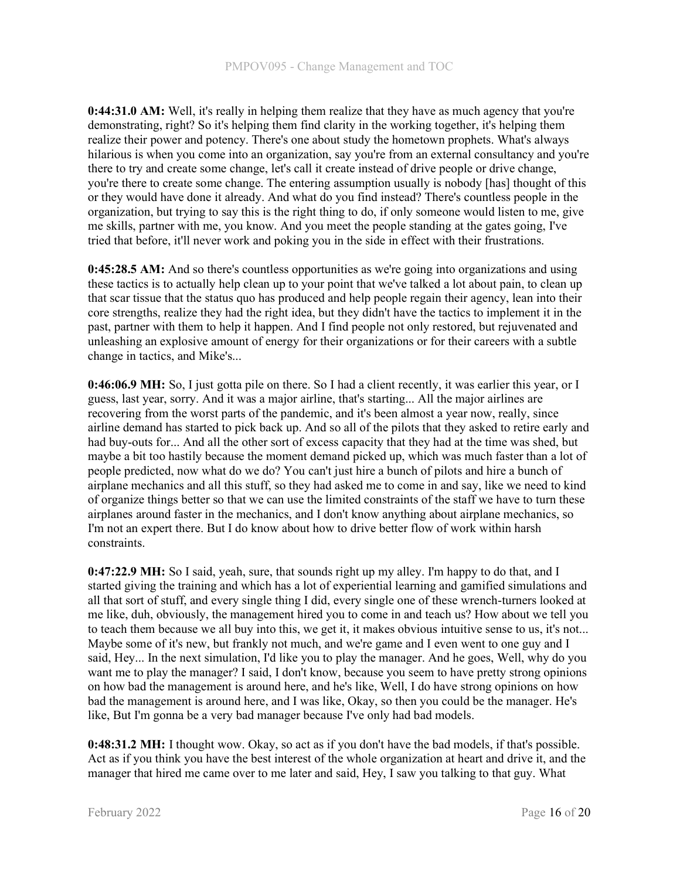**0:44:31.0 AM:** Well, it's really in helping them realize that they have as much agency that you're demonstrating, right? So it's helping them find clarity in the working together, it's helping them realize their power and potency. There's one about study the hometown prophets. What's always hilarious is when you come into an organization, say you're from an external consultancy and you're there to try and create some change, let's call it create instead of drive people or drive change, you're there to create some change. The entering assumption usually is nobody [has] thought of this or they would have done it already. And what do you find instead? There's countless people in the organization, but trying to say this is the right thing to do, if only someone would listen to me, give me skills, partner with me, you know. And you meet the people standing at the gates going, I've tried that before, it'll never work and poking you in the side in effect with their frustrations.

**0:45:28.5 AM:** And so there's countless opportunities as we're going into organizations and using these tactics is to actually help clean up to your point that we've talked a lot about pain, to clean up that scar tissue that the status quo has produced and help people regain their agency, lean into their core strengths, realize they had the right idea, but they didn't have the tactics to implement it in the past, partner with them to help it happen. And I find people not only restored, but rejuvenated and unleashing an explosive amount of energy for their organizations or for their careers with a subtle change in tactics, and Mike's...

**0:46:06.9 MH:** So, I just gotta pile on there. So I had a client recently, it was earlier this year, or I guess, last year, sorry. And it was a major airline, that's starting... All the major airlines are recovering from the worst parts of the pandemic, and it's been almost a year now, really, since airline demand has started to pick back up. And so all of the pilots that they asked to retire early and had buy-outs for... And all the other sort of excess capacity that they had at the time was shed, but maybe a bit too hastily because the moment demand picked up, which was much faster than a lot of people predicted, now what do we do? You can't just hire a bunch of pilots and hire a bunch of airplane mechanics and all this stuff, so they had asked me to come in and say, like we need to kind of organize things better so that we can use the limited constraints of the staff we have to turn these airplanes around faster in the mechanics, and I don't know anything about airplane mechanics, so I'm not an expert there. But I do know about how to drive better flow of work within harsh constraints.

**0:47:22.9 MH:** So I said, yeah, sure, that sounds right up my alley. I'm happy to do that, and I started giving the training and which has a lot of experiential learning and gamified simulations and all that sort of stuff, and every single thing I did, every single one of these wrench-turners looked at me like, duh, obviously, the management hired you to come in and teach us? How about we tell you to teach them because we all buy into this, we get it, it makes obvious intuitive sense to us, it's not... Maybe some of it's new, but frankly not much, and we're game and I even went to one guy and I said, Hey... In the next simulation, I'd like you to play the manager. And he goes, Well, why do you want me to play the manager? I said, I don't know, because you seem to have pretty strong opinions on how bad the management is around here, and he's like, Well, I do have strong opinions on how bad the management is around here, and I was like, Okay, so then you could be the manager. He's like, But I'm gonna be a very bad manager because I've only had bad models.

**0:48:31.2 MH:** I thought wow. Okay, so act as if you don't have the bad models, if that's possible. Act as if you think you have the best interest of the whole organization at heart and drive it, and the manager that hired me came over to me later and said, Hey, I saw you talking to that guy. What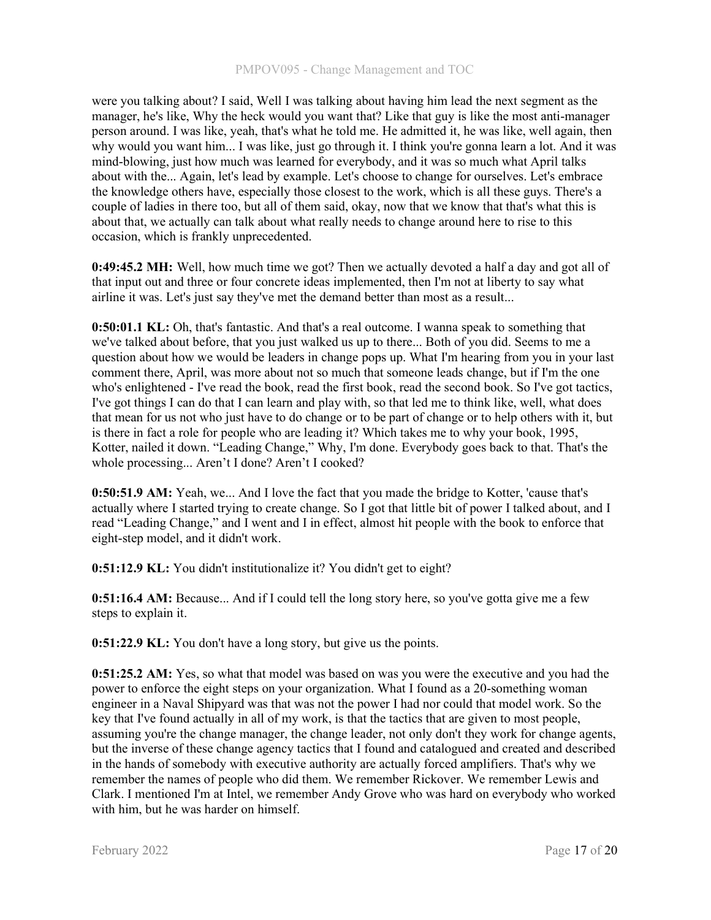were you talking about? I said, Well I was talking about having him lead the next segment as the manager, he's like, Why the heck would you want that? Like that guy is like the most anti-manager person around. I was like, yeah, that's what he told me. He admitted it, he was like, well again, then why would you want him... I was like, just go through it. I think you're gonna learn a lot. And it was mind-blowing, just how much was learned for everybody, and it was so much what April talks about with the... Again, let's lead by example. Let's choose to change for ourselves. Let's embrace the knowledge others have, especially those closest to the work, which is all these guys. There's a couple of ladies in there too, but all of them said, okay, now that we know that that's what this is about that, we actually can talk about what really needs to change around here to rise to this occasion, which is frankly unprecedented.

**0:49:45.2 MH:** Well, how much time we got? Then we actually devoted a half a day and got all of that input out and three or four concrete ideas implemented, then I'm not at liberty to say what airline it was. Let's just say they've met the demand better than most as a result...

**0:50:01.1 KL:** Oh, that's fantastic. And that's a real outcome. I wanna speak to something that we've talked about before, that you just walked us up to there... Both of you did. Seems to me a question about how we would be leaders in change pops up. What I'm hearing from you in your last comment there, April, was more about not so much that someone leads change, but if I'm the one who's enlightened - I've read the book, read the first book, read the second book. So I've got tactics, I've got things I can do that I can learn and play with, so that led me to think like, well, what does that mean for us not who just have to do change or to be part of change or to help others with it, but is there in fact a role for people who are leading it? Which takes me to why your book, 1995, Kotter, nailed it down. "Leading Change," Why, I'm done. Everybody goes back to that. That's the whole processing... Aren't I done? Aren't I cooked?

**0:50:51.9 AM:** Yeah, we... And I love the fact that you made the bridge to Kotter, 'cause that's actually where I started trying to create change. So I got that little bit of power I talked about, and I read "Leading Change," and I went and I in effect, almost hit people with the book to enforce that eight-step model, and it didn't work.

**0:51:12.9 KL:** You didn't institutionalize it? You didn't get to eight?

**0:51:16.4 AM:** Because... And if I could tell the long story here, so you've gotta give me a few steps to explain it.

**0:51:22.9 KL:** You don't have a long story, but give us the points.

**0:51:25.2 AM:** Yes, so what that model was based on was you were the executive and you had the power to enforce the eight steps on your organization. What I found as a 20-something woman engineer in a Naval Shipyard was that was not the power I had nor could that model work. So the key that I've found actually in all of my work, is that the tactics that are given to most people, assuming you're the change manager, the change leader, not only don't they work for change agents, but the inverse of these change agency tactics that I found and catalogued and created and described in the hands of somebody with executive authority are actually forced amplifiers. That's why we remember the names of people who did them. We remember Rickover. We remember Lewis and Clark. I mentioned I'm at Intel, we remember Andy Grove who was hard on everybody who worked with him, but he was harder on himself.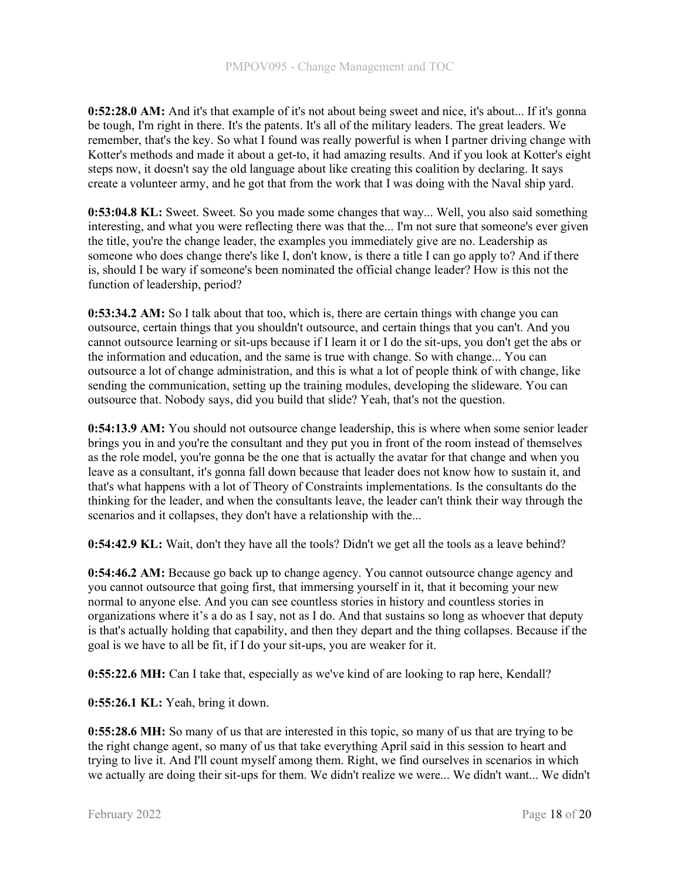**0:52:28.0 AM:** And it's that example of it's not about being sweet and nice, it's about... If it's gonna be tough, I'm right in there. It's the patents. It's all of the military leaders. The great leaders. We remember, that's the key. So what I found was really powerful is when I partner driving change with Kotter's methods and made it about a get-to, it had amazing results. And if you look at Kotter's eight steps now, it doesn't say the old language about like creating this coalition by declaring. It says create a volunteer army, and he got that from the work that I was doing with the Naval ship yard.

**0:53:04.8 KL:** Sweet. Sweet. So you made some changes that way... Well, you also said something interesting, and what you were reflecting there was that the... I'm not sure that someone's ever given the title, you're the change leader, the examples you immediately give are no. Leadership as someone who does change there's like I, don't know, is there a title I can go apply to? And if there is, should I be wary if someone's been nominated the official change leader? How is this not the function of leadership, period?

**0:53:34.2 AM:** So I talk about that too, which is, there are certain things with change you can outsource, certain things that you shouldn't outsource, and certain things that you can't. And you cannot outsource learning or sit-ups because if I learn it or I do the sit-ups, you don't get the abs or the information and education, and the same is true with change. So with change... You can outsource a lot of change administration, and this is what a lot of people think of with change, like sending the communication, setting up the training modules, developing the slideware. You can outsource that. Nobody says, did you build that slide? Yeah, that's not the question.

**0:54:13.9 AM:** You should not outsource change leadership, this is where when some senior leader brings you in and you're the consultant and they put you in front of the room instead of themselves as the role model, you're gonna be the one that is actually the avatar for that change and when you leave as a consultant, it's gonna fall down because that leader does not know how to sustain it, and that's what happens with a lot of Theory of Constraints implementations. Is the consultants do the thinking for the leader, and when the consultants leave, the leader can't think their way through the scenarios and it collapses, they don't have a relationship with the...

**0:54:42.9 KL:** Wait, don't they have all the tools? Didn't we get all the tools as a leave behind?

**0:54:46.2 AM:** Because go back up to change agency. You cannot outsource change agency and you cannot outsource that going first, that immersing yourself in it, that it becoming your new normal to anyone else. And you can see countless stories in history and countless stories in organizations where it's a do as I say, not as I do. And that sustains so long as whoever that deputy is that's actually holding that capability, and then they depart and the thing collapses. Because if the goal is we have to all be fit, if I do your sit-ups, you are weaker for it.

**0:55:22.6 MH:** Can I take that, especially as we've kind of are looking to rap here, Kendall?

**0:55:26.1 KL:** Yeah, bring it down.

**0:55:28.6 MH:** So many of us that are interested in this topic, so many of us that are trying to be the right change agent, so many of us that take everything April said in this session to heart and trying to live it. And I'll count myself among them. Right, we find ourselves in scenarios in which we actually are doing their sit-ups for them. We didn't realize we were... We didn't want... We didn't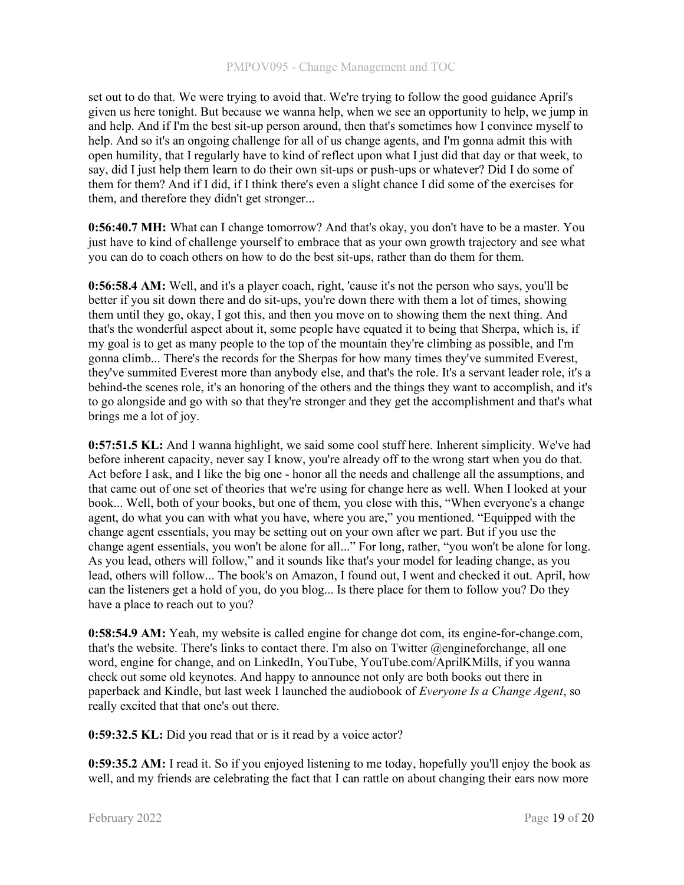set out to do that. We were trying to avoid that. We're trying to follow the good guidance April's given us here tonight. But because we wanna help, when we see an opportunity to help, we jump in and help. And if I'm the best sit-up person around, then that's sometimes how I convince myself to help. And so it's an ongoing challenge for all of us change agents, and I'm gonna admit this with open humility, that I regularly have to kind of reflect upon what I just did that day or that week, to say, did I just help them learn to do their own sit-ups or push-ups or whatever? Did I do some of them for them? And if I did, if I think there's even a slight chance I did some of the exercises for them, and therefore they didn't get stronger...

**0:56:40.7 MH:** What can I change tomorrow? And that's okay, you don't have to be a master. You just have to kind of challenge yourself to embrace that as your own growth trajectory and see what you can do to coach others on how to do the best sit-ups, rather than do them for them.

**0:56:58.4 AM:** Well, and it's a player coach, right, 'cause it's not the person who says, you'll be better if you sit down there and do sit-ups, you're down there with them a lot of times, showing them until they go, okay, I got this, and then you move on to showing them the next thing. And that's the wonderful aspect about it, some people have equated it to being that Sherpa, which is, if my goal is to get as many people to the top of the mountain they're climbing as possible, and I'm gonna climb... There's the records for the Sherpas for how many times they've summited Everest, they've summited Everest more than anybody else, and that's the role. It's a servant leader role, it's a behind-the scenes role, it's an honoring of the others and the things they want to accomplish, and it's to go alongside and go with so that they're stronger and they get the accomplishment and that's what brings me a lot of joy.

**0:57:51.5 KL:** And I wanna highlight, we said some cool stuff here. Inherent simplicity. We've had before inherent capacity, never say I know, you're already off to the wrong start when you do that. Act before I ask, and I like the big one - honor all the needs and challenge all the assumptions, and that came out of one set of theories that we're using for change here as well. When I looked at your book... Well, both of your books, but one of them, you close with this, "When everyone's a change agent, do what you can with what you have, where you are," you mentioned. "Equipped with the change agent essentials, you may be setting out on your own after we part. But if you use the change agent essentials, you won't be alone for all..." For long, rather, "you won't be alone for long. As you lead, others will follow," and it sounds like that's your model for leading change, as you lead, others will follow... The book's on Amazon, I found out, I went and checked it out. April, how can the listeners get a hold of you, do you blog... Is there place for them to follow you? Do they have a place to reach out to you?

**0:58:54.9 AM:** Yeah, my website is called engine for change dot com, its engine-for-change.com, that's the website. There's links to contact there. I'm also on Twitter @engineforchange, all one word, engine for change, and on LinkedIn, YouTube, YouTube.com/AprilKMills, if you wanna check out some old keynotes. And happy to announce not only are both books out there in paperback and Kindle, but last week I launched the audiobook of *Everyone Is a Change Agent*, so really excited that that one's out there.

**0:59:32.5 KL:** Did you read that or is it read by a voice actor?

**0:59:35.2 AM:** I read it. So if you enjoyed listening to me today, hopefully you'll enjoy the book as well, and my friends are celebrating the fact that I can rattle on about changing their ears now more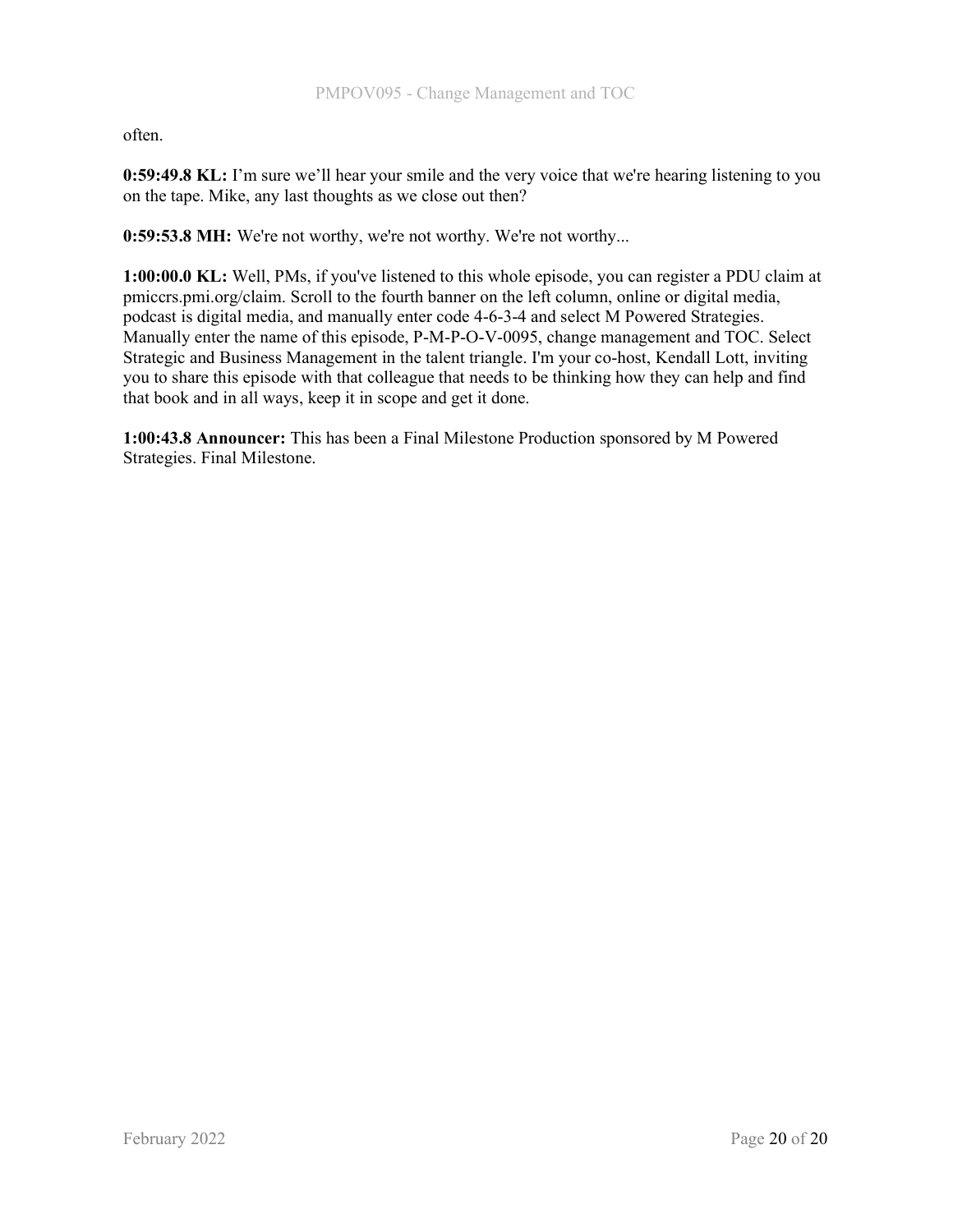often.

**0:59:49.8 KL:** I'm sure we'll hear your smile and the very voice that we're hearing listening to you on the tape. Mike, any last thoughts as we close out then?

**0:59:53.8 MH:** We're not worthy, we're not worthy. We're not worthy...

**1:00:00.0 KL:** Well, PMs, if you've listened to this whole episode, you can register a PDU claim at pmiccrs.pmi.org/claim. Scroll to the fourth banner on the left column, online or digital media, podcast is digital media, and manually enter code 4-6-3-4 and select M Powered Strategies. Manually enter the name of this episode, P-M-P-O-V-0095, change management and TOC. Select Strategic and Business Management in the talent triangle. I'm your co-host, Kendall Lott, inviting you to share this episode with that colleague that needs to be thinking how they can help and find that book and in all ways, keep it in scope and get it done.

**1:00:43.8 Announcer:** This has been a Final Milestone Production sponsored by M Powered Strategies. Final Milestone.